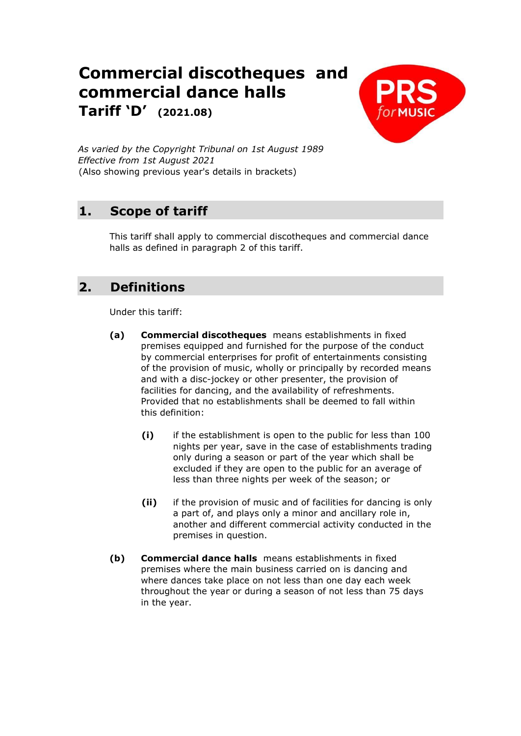# Commercial discotheques and commercial dance halls

## Tariff 'D' (2021.08)

*As varied by the Copyright Tribunal on 1st August 1989*
*Effective from 1st August 2021*
(Also showing previous year's details in brackets)

## 1. Scope of tariff

This tariff shall apply to commercial discotheques and commercial dance halls as defined in paragraph 2 of this tariff.

## 2. Definitions

Under this tariff:

**(a)** **Commercial discotheques** means establishments in fixed premises equipped and furnished for the purpose of the conduct by commercial enterprises for profit of entertainments consisting of the provision of music, wholly or principally by recorded means and with a disc-jockey or other presenter, the provision of facilities for dancing, and the availability of refreshments. Provided that no establishments shall be deemed to fall within this definition:

- **(i)** if the establishment is open to the public for less than 100 nights per year, save in the case of establishments trading only during a season or part of the year which shall be excluded if they are open to the public for an average of less than three nights per week of the season; or

- **(ii)** if the provision of music and of facilities for dancing is only a part of, and plays only a minor and ancillary role in, another and different commercial activity conducted in the premises in question.

**(b)** **Commercial dance halls** means establishments in fixed premises where the main business carried on is dancing and where dances take place on not less than one day each week throughout the year or during a season of not less than 75 days in the year.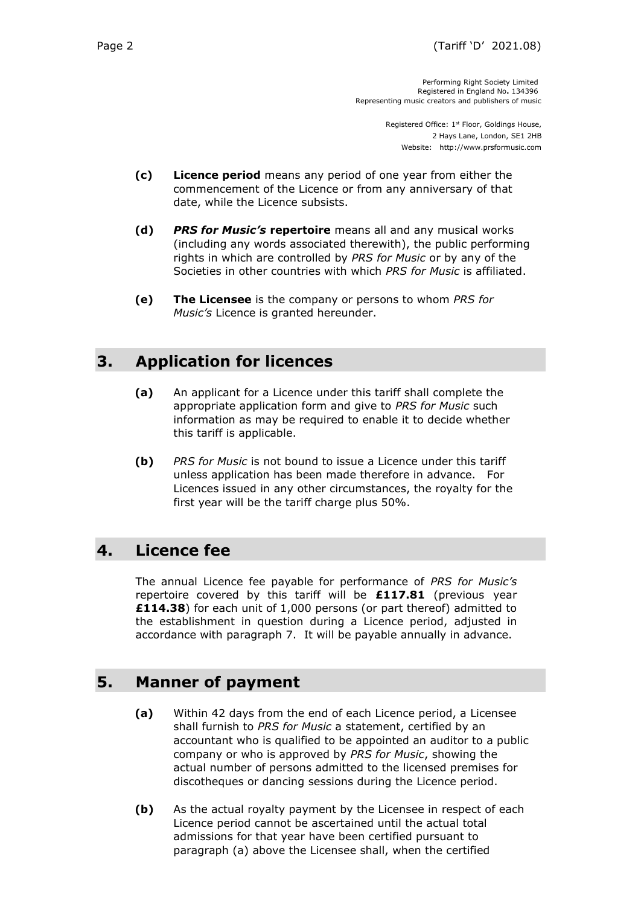Performing Right Society Limited
Registered in England No. 134396
Representing music creators and publishers of music

Registered Office: 1st Floor, Goldings House,
2 Hays Lane, London, SE1 2HB
Website: http://www.prsformusic.com

**(c)** **Licence period** means any period of one year from either the commencement of the Licence or from any anniversary of that date, while the Licence subsists.

**(d)** ***PRS for Music's*** **repertoire** means all and any musical works (including any words associated therewith), the public performing rights in which are controlled by *PRS for Music* or by any of the Societies in other countries with which *PRS for Music* is affiliated.

**(e)** **The Licensee** is the company or persons to whom *PRS for Music's* Licence is granted hereunder.

## 3. Application for licences

**(a)** An applicant for a Licence under this tariff shall complete the appropriate application form and give to *PRS for Music* such information as may be required to enable it to decide whether this tariff is applicable.

**(b)** *PRS for Music* is not bound to issue a Licence under this tariff unless application has been made therefore in advance. For Licences issued in any other circumstances, the royalty for the first year will be the tariff charge plus 50%.

## 4. Licence fee

The annual Licence fee payable for performance of *PRS for Music's* repertoire covered by this tariff will be **£117.81** (previous year **£114.38**) for each unit of 1,000 persons (or part thereof) admitted to the establishment in question during a Licence period, adjusted in accordance with paragraph 7. It will be payable annually in advance.

## 5. Manner of payment

**(a)** Within 42 days from the end of each Licence period, a Licensee shall furnish to *PRS for Music* a statement, certified by an accountant who is qualified to be appointed an auditor to a public company or who is approved by *PRS for Music*, showing the actual number of persons admitted to the licensed premises for discotheques or dancing sessions during the Licence period.

**(b)** As the actual royalty payment by the Licensee in respect of each Licence period cannot be ascertained until the actual total admissions for that year have been certified pursuant to paragraph (a) above the Licensee shall, when the certified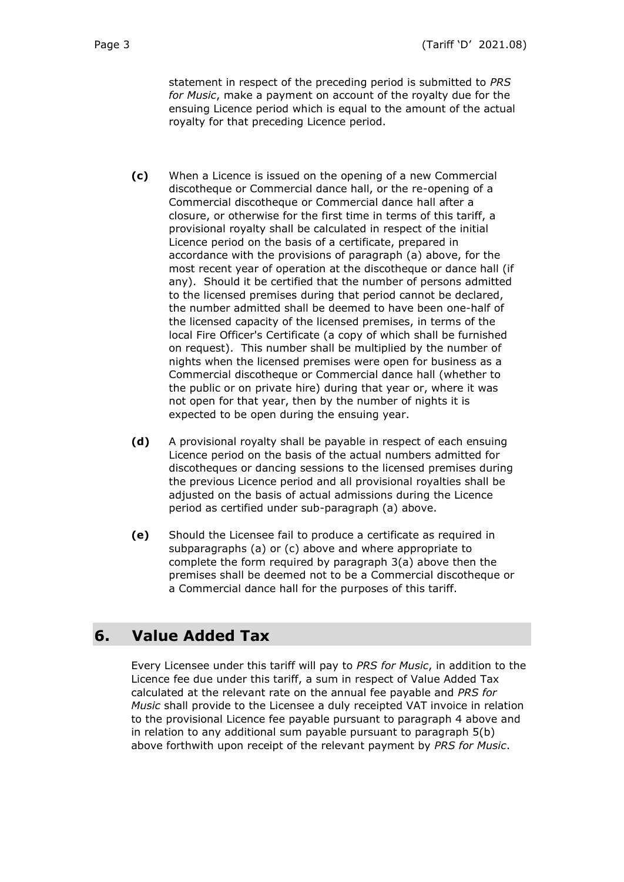statement in respect of the preceding period is submitted to *PRS for Music*, make a payment on account of the royalty due for the ensuing Licence period which is equal to the amount of the actual royalty for that preceding Licence period.

**(c)** When a Licence is issued on the opening of a new Commercial discotheque or Commercial dance hall, or the re-opening of a Commercial discotheque or Commercial dance hall after a closure, or otherwise for the first time in terms of this tariff, a provisional royalty shall be calculated in respect of the initial Licence period on the basis of a certificate, prepared in accordance with the provisions of paragraph (a) above, for the most recent year of operation at the discotheque or dance hall (if any). Should it be certified that the number of persons admitted to the licensed premises during that period cannot be declared, the number admitted shall be deemed to have been one-half of the licensed capacity of the licensed premises, in terms of the local Fire Officer's Certificate (a copy of which shall be furnished on request). This number shall be multiplied by the number of nights when the licensed premises were open for business as a Commercial discotheque or Commercial dance hall (whether to the public or on private hire) during that year or, where it was not open for that year, then by the number of nights it is expected to be open during the ensuing year.

**(d)** A provisional royalty shall be payable in respect of each ensuing Licence period on the basis of the actual numbers admitted for discotheques or dancing sessions to the licensed premises during the previous Licence period and all provisional royalties shall be adjusted on the basis of actual admissions during the Licence period as certified under sub-paragraph (a) above.

**(e)** Should the Licensee fail to produce a certificate as required in subparagraphs (a) or (c) above and where appropriate to complete the form required by paragraph 3(a) above then the premises shall be deemed not to be a Commercial discotheque or a Commercial dance hall for the purposes of this tariff.

## 6. Value Added Tax

Every Licensee under this tariff will pay to *PRS for Music*, in addition to the Licence fee due under this tariff, a sum in respect of Value Added Tax calculated at the relevant rate on the annual fee payable and *PRS for Music* shall provide to the Licensee a duly receipted VAT invoice in relation to the provisional Licence fee payable pursuant to paragraph 4 above and in relation to any additional sum payable pursuant to paragraph 5(b) above forthwith upon receipt of the relevant payment by *PRS for Music*.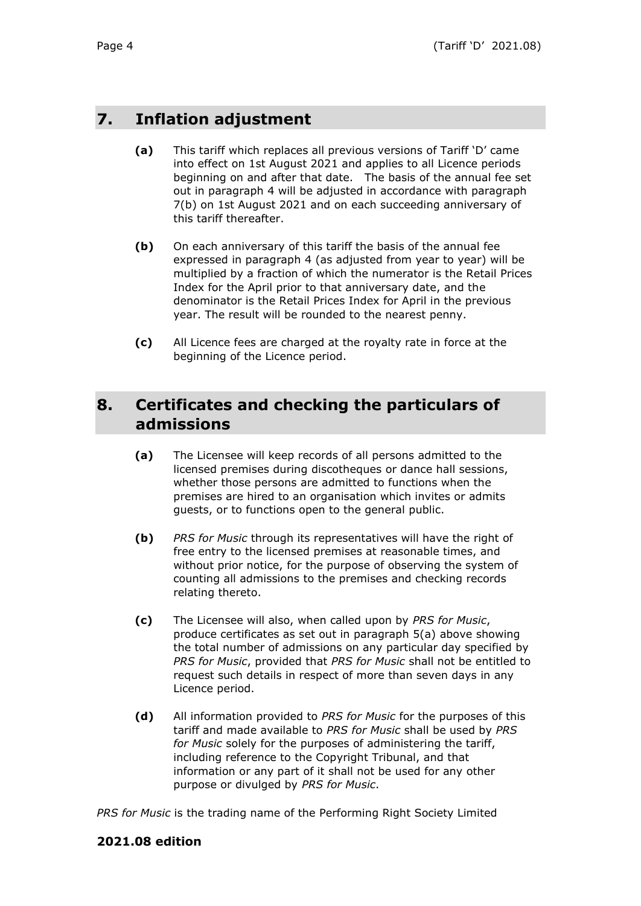## 7. Inflation adjustment

**(a)** This tariff which replaces all previous versions of Tariff 'D' came into effect on 1st August 2021 and applies to all Licence periods beginning on and after that date. The basis of the annual fee set out in paragraph 4 will be adjusted in accordance with paragraph 7(b) on 1st August 2021 and on each succeeding anniversary of this tariff thereafter.

**(b)** On each anniversary of this tariff the basis of the annual fee expressed in paragraph 4 (as adjusted from year to year) will be multiplied by a fraction of which the numerator is the Retail Prices Index for the April prior to that anniversary date, and the denominator is the Retail Prices Index for April in the previous year. The result will be rounded to the nearest penny.

**(c)** All Licence fees are charged at the royalty rate in force at the beginning of the Licence period.

## 8. Certificates and checking the particulars of admissions

**(a)** The Licensee will keep records of all persons admitted to the licensed premises during discotheques or dance hall sessions, whether those persons are admitted to functions when the premises are hired to an organisation which invites or admits guests, or to functions open to the general public.

**(b)** *PRS for Music* through its representatives will have the right of free entry to the licensed premises at reasonable times, and without prior notice, for the purpose of observing the system of counting all admissions to the premises and checking records relating thereto.

**(c)** The Licensee will also, when called upon by *PRS for Music*, produce certificates as set out in paragraph 5(a) above showing the total number of admissions on any particular day specified by *PRS for Music*, provided that *PRS for Music* shall not be entitled to request such details in respect of more than seven days in any Licence period.

**(d)** All information provided to *PRS for Music* for the purposes of this tariff and made available to *PRS for Music* shall be used by *PRS for Music* solely for the purposes of administering the tariff, including reference to the Copyright Tribunal, and that information or any part of it shall not be used for any other purpose or divulged by *PRS for Music*.

*PRS for Music* is the trading name of the Performing Right Society Limited

**2021.08 edition**